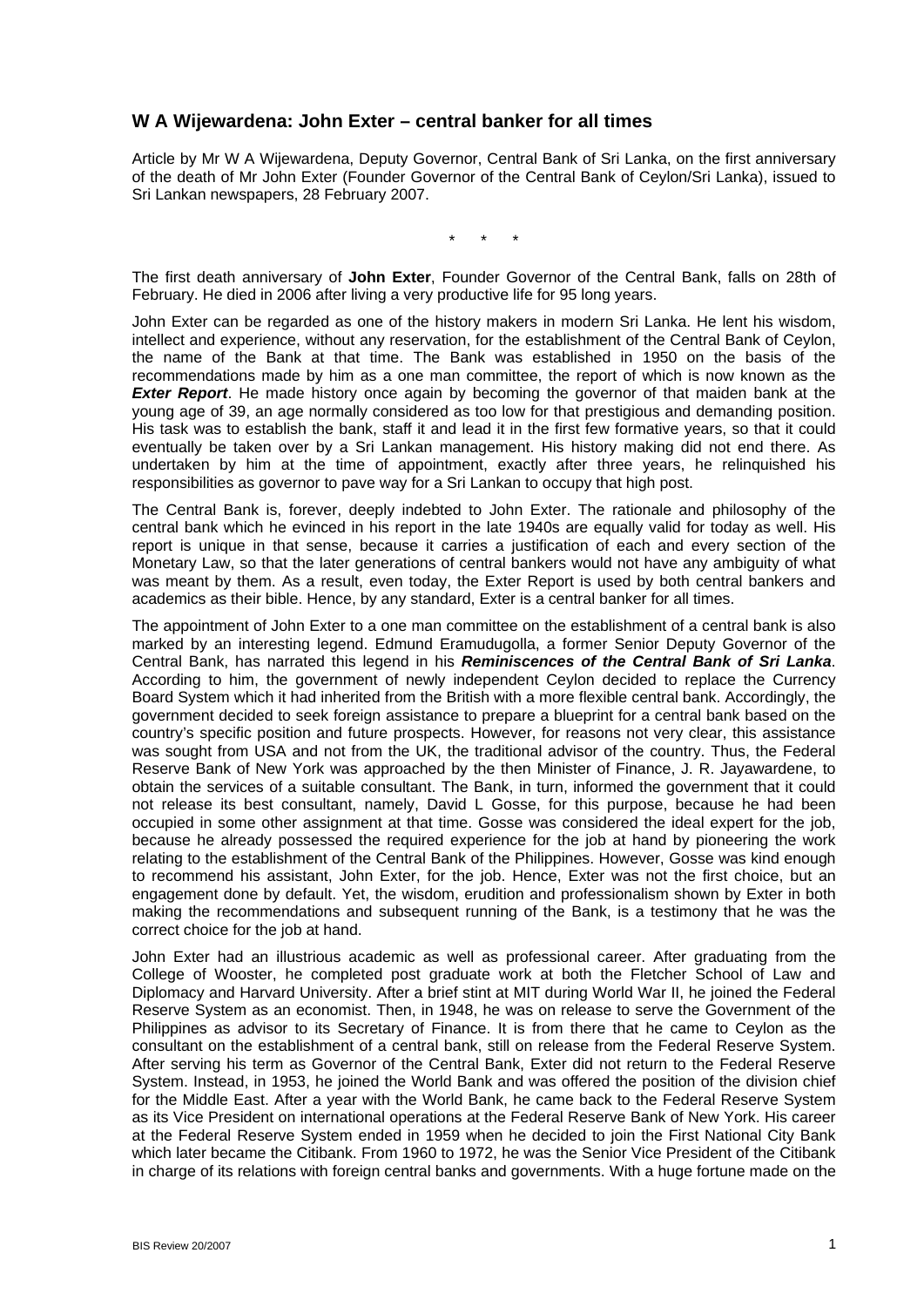## W A Wijewardena: John Exter – central banker for all times

Article by Mr W A Wijewardena, Deputy Governor, Central Bank of Sri Lanka, on the first anniversary of the death of Mr John Exter (Founder Governor of the Central Bank of Ceylon/Sri Lanka), issued to Sri Lankan newspapers, 28 February 2007.

\*   \*   \*

The first death anniversary of **John Exter**, Founder Governor of the Central Bank, falls on 28th of February. He died in 2006 after living a very productive life for 95 long years.

John Exter can be regarded as one of the history makers in modern Sri Lanka. He lent his wisdom, intellect and experience, without any reservation, for the establishment of the Central Bank of Ceylon, the name of the Bank at that time. The Bank was established in 1950 on the basis of the recommendations made by him as a one man committee, the report of which is now known as the ***Exter Report***. He made history once again by becoming the governor of that maiden bank at the young age of 39, an age normally considered as too low for that prestigious and demanding position. His task was to establish the bank, staff it and lead it in the first few formative years, so that it could eventually be taken over by a Sri Lankan management. His history making did not end there. As undertaken by him at the time of appointment, exactly after three years, he relinquished his responsibilities as governor to pave way for a Sri Lankan to occupy that high post.

The Central Bank is, forever, deeply indebted to John Exter. The rationale and philosophy of the central bank which he evinced in his report in the late 1940s are equally valid for today as well. His report is unique in that sense, because it carries a justification of each and every section of the Monetary Law, so that the later generations of central bankers would not have any ambiguity of what was meant by them. As a result, even today, the Exter Report is used by both central bankers and academics as their bible. Hence, by any standard, Exter is a central banker for all times.

The appointment of John Exter to a one man committee on the establishment of a central bank is also marked by an interesting legend. Edmund Eramudugolla, a former Senior Deputy Governor of the Central Bank, has narrated this legend in his ***Reminiscences of the Central Bank of Sri Lanka***. According to him, the government of newly independent Ceylon decided to replace the Currency Board System which it had inherited from the British with a more flexible central bank. Accordingly, the government decided to seek foreign assistance to prepare a blueprint for a central bank based on the country's specific position and future prospects. However, for reasons not very clear, this assistance was sought from USA and not from the UK, the traditional advisor of the country. Thus, the Federal Reserve Bank of New York was approached by the then Minister of Finance, J. R. Jayawardene, to obtain the services of a suitable consultant. The Bank, in turn, informed the government that it could not release its best consultant, namely, David L Gosse, for this purpose, because he had been occupied in some other assignment at that time. Gosse was considered the ideal expert for the job, because he already possessed the required experience for the job at hand by pioneering the work relating to the establishment of the Central Bank of the Philippines. However, Gosse was kind enough to recommend his assistant, John Exter, for the job. Hence, Exter was not the first choice, but an engagement done by default. Yet, the wisdom, erudition and professionalism shown by Exter in both making the recommendations and subsequent running of the Bank, is a testimony that he was the correct choice for the job at hand.

John Exter had an illustrious academic as well as professional career. After graduating from the College of Wooster, he completed post graduate work at both the Fletcher School of Law and Diplomacy and Harvard University. After a brief stint at MIT during World War II, he joined the Federal Reserve System as an economist. Then, in 1948, he was on release to serve the Government of the Philippines as advisor to its Secretary of Finance. It is from there that he came to Ceylon as the consultant on the establishment of a central bank, still on release from the Federal Reserve System. After serving his term as Governor of the Central Bank, Exter did not return to the Federal Reserve System. Instead, in 1953, he joined the World Bank and was offered the position of the division chief for the Middle East. After a year with the World Bank, he came back to the Federal Reserve System as its Vice President on international operations at the Federal Reserve Bank of New York. His career at the Federal Reserve System ended in 1959 when he decided to join the First National City Bank which later became the Citibank. From 1960 to 1972, he was the Senior Vice President of the Citibank in charge of its relations with foreign central banks and governments. With a huge fortune made on the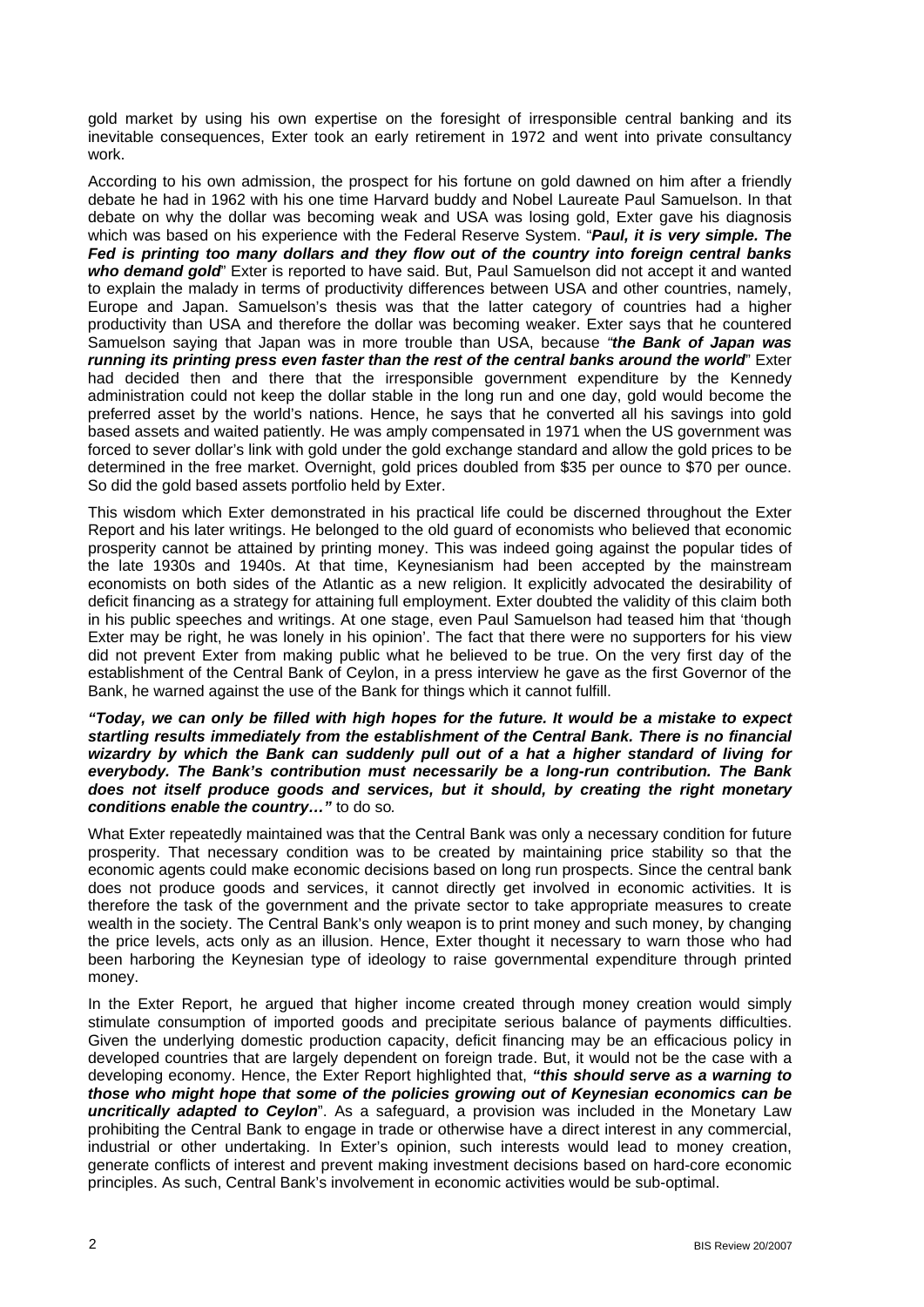gold market by using his own expertise on the foresight of irresponsible central banking and its inevitable consequences, Exter took an early retirement in 1972 and went into private consultancy work.

According to his own admission, the prospect for his fortune on gold dawned on him after a friendly debate he had in 1962 with his one time Harvard buddy and Nobel Laureate Paul Samuelson. In that debate on why the dollar was becoming weak and USA was losing gold, Exter gave his diagnosis which was based on his experience with the Federal Reserve System. "***Paul, it is very simple. The Fed is printing too many dollars and they flow out of the country into foreign central banks who demand gold***" Exter is reported to have said. But, Paul Samuelson did not accept it and wanted to explain the malady in terms of productivity differences between USA and other countries, namely, Europe and Japan. Samuelson's thesis was that the latter category of countries had a higher productivity than USA and therefore the dollar was becoming weaker. Exter says that he countered Samuelson saying that Japan was in more trouble than USA, because *"**the Bank of Japan was running its printing press even faster than the rest of the central banks around the world**"* Exter had decided then and there that the irresponsible government expenditure by the Kennedy administration could not keep the dollar stable in the long run and one day, gold would become the preferred asset by the world's nations. Hence, he says that he converted all his savings into gold based assets and waited patiently. He was amply compensated in 1971 when the US government was forced to sever dollar's link with gold under the gold exchange standard and allow the gold prices to be determined in the free market. Overnight, gold prices doubled from $35 per ounce to $70 per ounce. So did the gold based assets portfolio held by Exter.

This wisdom which Exter demonstrated in his practical life could be discerned throughout the Exter Report and his later writings. He belonged to the old guard of economists who believed that economic prosperity cannot be attained by printing money. This was indeed going against the popular tides of the late 1930s and 1940s. At that time, Keynesianism had been accepted by the mainstream economists on both sides of the Atlantic as a new religion. It explicitly advocated the desirability of deficit financing as a strategy for attaining full employment. Exter doubted the validity of this claim both in his public speeches and writings. At one stage, even Paul Samuelson had teased him that 'though Exter may be right, he was lonely in his opinion'. The fact that there were no supporters for his view did not prevent Exter from making public what he believed to be true. On the very first day of the establishment of the Central Bank of Ceylon, in a press interview he gave as the first Governor of the Bank, he warned against the use of the Bank for things which it cannot fulfill.

***"Today, we can only be filled with high hopes for the future. It would be a mistake to expect startling results immediately from the establishment of the Central Bank. There is no financial wizardry by which the Bank can suddenly pull out of a hat a higher standard of living for everybody. The Bank's contribution must necessarily be a long-run contribution. The Bank does not itself produce goods and services, but it should, by creating the right monetary conditions enable the country…"*** to do so.

What Exter repeatedly maintained was that the Central Bank was only a necessary condition for future prosperity. That necessary condition was to be created by maintaining price stability so that the economic agents could make economic decisions based on long run prospects. Since the central bank does not produce goods and services, it cannot directly get involved in economic activities. It is therefore the task of the government and the private sector to take appropriate measures to create wealth in the society. The Central Bank's only weapon is to print money and such money, by changing the price levels, acts only as an illusion. Hence, Exter thought it necessary to warn those who had been harboring the Keynesian type of ideology to raise governmental expenditure through printed money.

In the Exter Report, he argued that higher income created through money creation would simply stimulate consumption of imported goods and precipitate serious balance of payments difficulties. Given the underlying domestic production capacity, deficit financing may be an efficacious policy in developed countries that are largely dependent on foreign trade. But, it would not be the case with a developing economy. Hence, the Exter Report highlighted that, ***"this should serve as a warning to those who might hope that some of the policies growing out of Keynesian economics can be uncritically adapted to Ceylon***". As a safeguard, a provision was included in the Monetary Law prohibiting the Central Bank to engage in trade or otherwise have a direct interest in any commercial, industrial or other undertaking. In Exter's opinion, such interests would lead to money creation, generate conflicts of interest and prevent making investment decisions based on hard-core economic principles. As such, Central Bank's involvement in economic activities would be sub-optimal.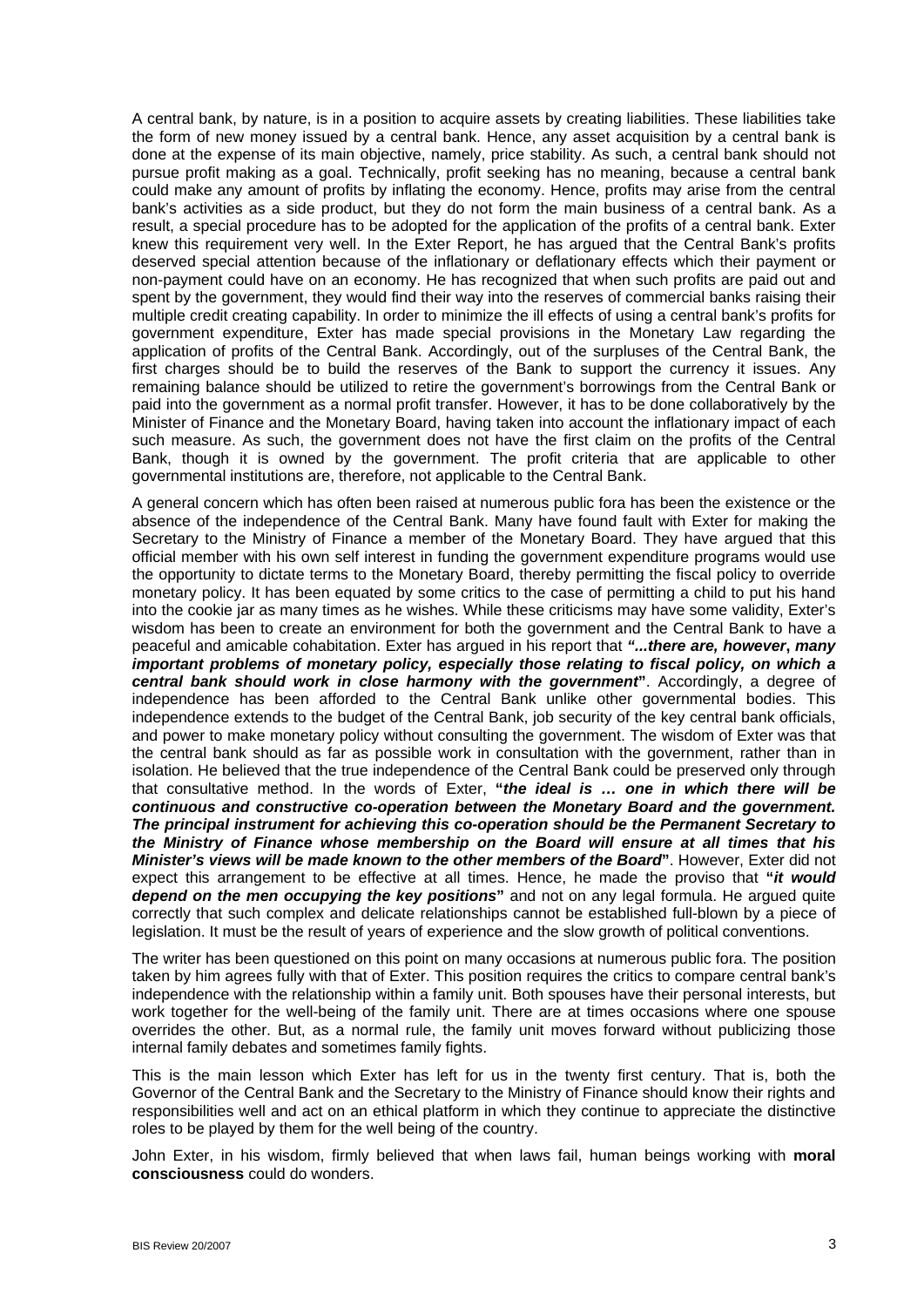A central bank, by nature, is in a position to acquire assets by creating liabilities. These liabilities take the form of new money issued by a central bank. Hence, any asset acquisition by a central bank is done at the expense of its main objective, namely, price stability. As such, a central bank should not pursue profit making as a goal. Technically, profit seeking has no meaning, because a central bank could make any amount of profits by inflating the economy. Hence, profits may arise from the central bank's activities as a side product, but they do not form the main business of a central bank. As a result, a special procedure has to be adopted for the application of the profits of a central bank. Exter knew this requirement very well. In the Exter Report, he has argued that the Central Bank's profits deserved special attention because of the inflationary or deflationary effects which their payment or non-payment could have on an economy. He has recognized that when such profits are paid out and spent by the government, they would find their way into the reserves of commercial banks raising their multiple credit creating capability. In order to minimize the ill effects of using a central bank's profits for government expenditure, Exter has made special provisions in the Monetary Law regarding the application of profits of the Central Bank. Accordingly, out of the surpluses of the Central Bank, the first charges should be to build the reserves of the Bank to support the currency it issues. Any remaining balance should be utilized to retire the government's borrowings from the Central Bank or paid into the government as a normal profit transfer. However, it has to be done collaboratively by the Minister of Finance and the Monetary Board, having taken into account the inflationary impact of each such measure. As such, the government does not have the first claim on the profits of the Central Bank, though it is owned by the government. The profit criteria that are applicable to other governmental institutions are, therefore, not applicable to the Central Bank.

A general concern which has often been raised at numerous public fora has been the existence or the absence of the independence of the Central Bank. Many have found fault with Exter for making the Secretary to the Ministry of Finance a member of the Monetary Board. They have argued that this official member with his own self interest in funding the government expenditure programs would use the opportunity to dictate terms to the Monetary Board, thereby permitting the fiscal policy to override monetary policy. It has been equated by some critics to the case of permitting a child to put his hand into the cookie jar as many times as he wishes. While these criticisms may have some validity, Exter's wisdom has been to create an environment for both the government and the Central Bank to have a peaceful and amicable cohabitation. Exter has argued in his report that ***"...there are, however, many important problems of monetary policy, especially those relating to fiscal policy, on which a central bank should work in close harmony with the government"***. Accordingly, a degree of independence has been afforded to the Central Bank unlike other governmental bodies. This independence extends to the budget of the Central Bank, job security of the key central bank officials, and power to make monetary policy without consulting the government. The wisdom of Exter was that the central bank should as far as possible work in consultation with the government, rather than in isolation. He believed that the true independence of the Central Bank could be preserved only through that consultative method. In the words of Exter, **"*the ideal is … one in which there will be continuous and constructive co-operation between the Monetary Board and the government. The principal instrument for achieving this co-operation should be the Permanent Secretary to the Ministry of Finance whose membership on the Board will ensure at all times that his Minister's views will be made known to the other members of the Board*"**. However, Exter did not expect this arrangement to be effective at all times. Hence, he made the proviso that **"*it would depend on the men occupying the key positions*"** and not on any legal formula. He argued quite correctly that such complex and delicate relationships cannot be established full-blown by a piece of legislation. It must be the result of years of experience and the slow growth of political conventions.

The writer has been questioned on this point on many occasions at numerous public fora. The position taken by him agrees fully with that of Exter. This position requires the critics to compare central bank's independence with the relationship within a family unit. Both spouses have their personal interests, but work together for the well-being of the family unit. There are at times occasions where one spouse overrides the other. But, as a normal rule, the family unit moves forward without publicizing those internal family debates and sometimes family fights.

This is the main lesson which Exter has left for us in the twenty first century. That is, both the Governor of the Central Bank and the Secretary to the Ministry of Finance should know their rights and responsibilities well and act on an ethical platform in which they continue to appreciate the distinctive roles to be played by them for the well being of the country.

John Exter, in his wisdom, firmly believed that when laws fail, human beings working with **moral consciousness** could do wonders.